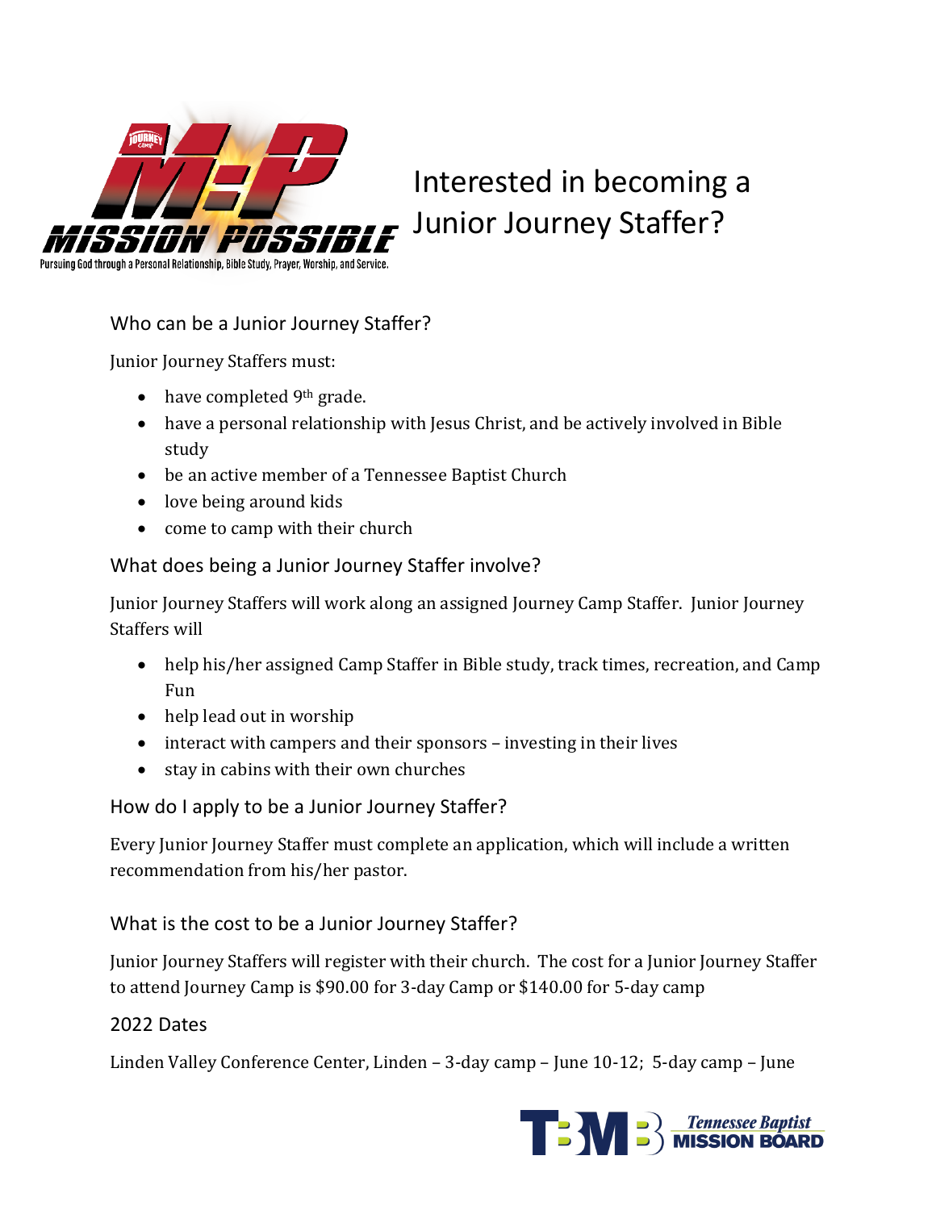# Interested in becoming a Junior Journey Staffer?

## Who can be a Junior Journey Staffer?

Junior Journey Staffers must:

- have completed 9th grade.
- have a personal relationship with Jesus Christ, and be actively involved in Bible study
- be an active member of a Tennessee Baptist Church
- love being around kids
- come to camp with their church

## What does being a Junior Journey Staffer involve?

Junior Journey Staffers will work along an assigned Journey Camp Staffer. Junior Journey Staffers will

- help his/her assigned Camp Staffer in Bible study, track times, recreation, and Camp Fun
- help lead out in worship
- interact with campers and their sponsors – investing in their lives
- stay in cabins with their own churches

## How do I apply to be a Junior Journey Staffer?

Every Junior Journey Staffer must complete an application, which will include a written recommendation from his/her pastor.

## What is the cost to be a Junior Journey Staffer?

Junior Journey Staffers will register with their church. The cost for a Junior Journey Staffer to attend Journey Camp is $90.00 for 3-day Camp or $140.00 for 5-day camp

## 2022 Dates

Linden Valley Conference Center, Linden – 3-day camp – June 10-12; 5-day camp – June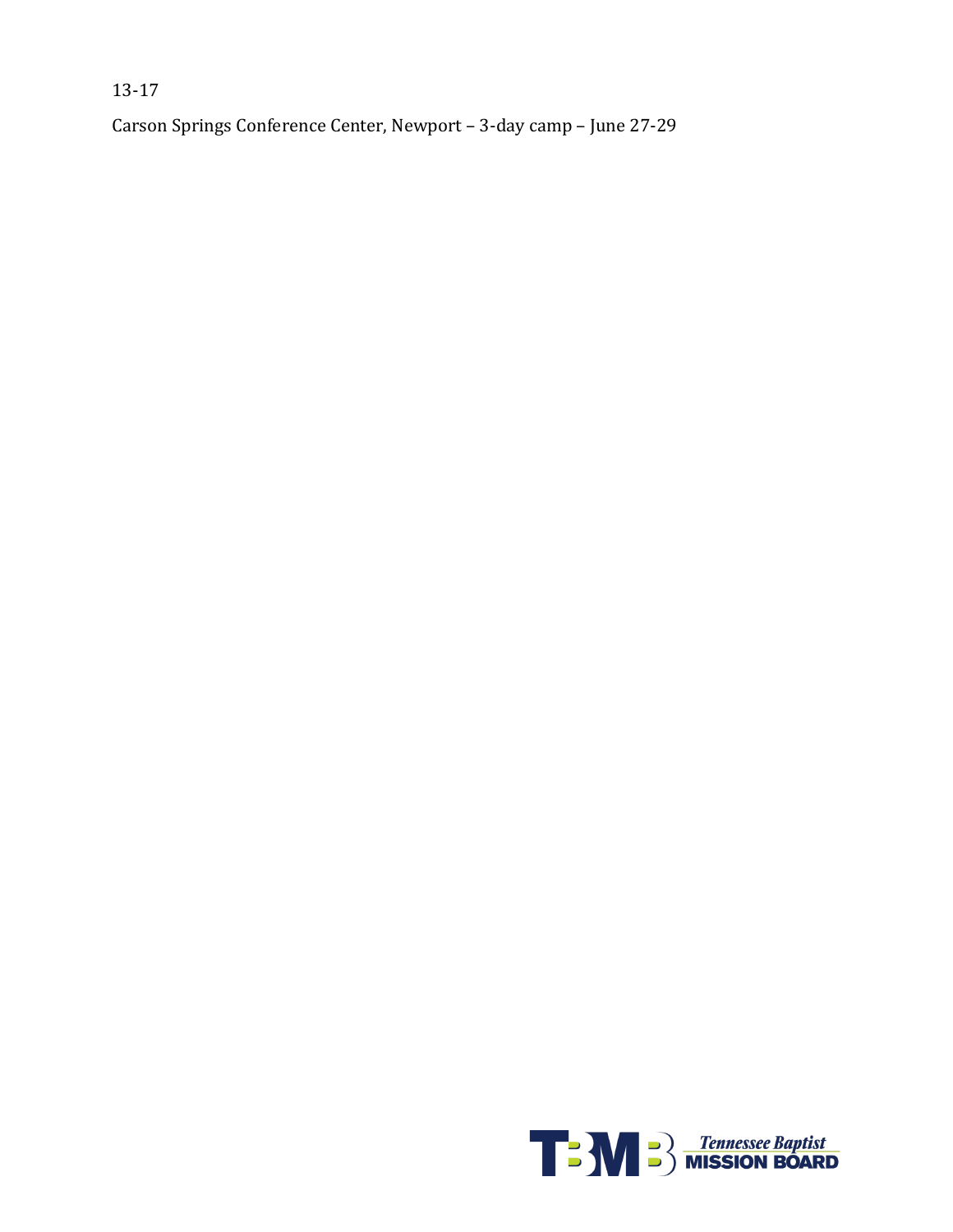13-17

Carson Springs Conference Center, Newport – 3-day camp – June 27-29